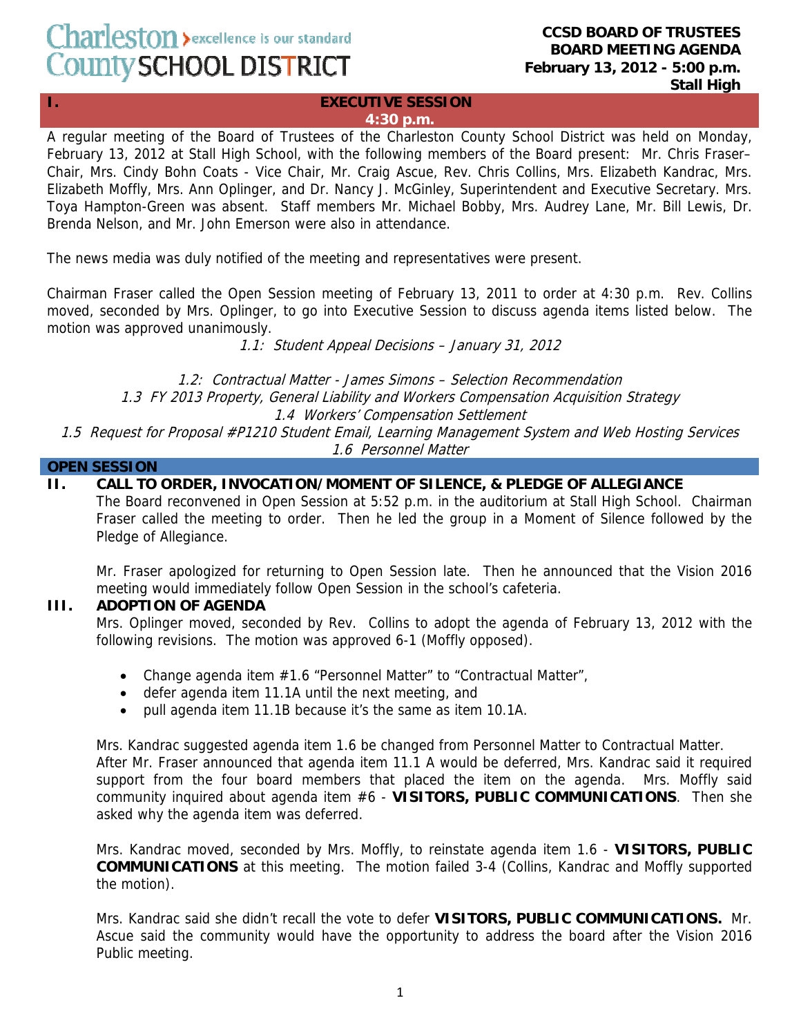# Charleston County SCHOOL DISTRICT
excellence is our standard

**CCSD BOARD OF TRUSTEES**
**BOARD MEETING AGENDA**
**February 13, 2012 - 5:00 p.m.**
**Stall High**

## I. EXECUTIVE SESSION
**4:30 p.m.**

A regular meeting of the Board of Trustees of the Charleston County School District was held on Monday, February 13, 2012 at Stall High School, with the following members of the Board present: Mr. Chris Fraser–Chair, Mrs. Cindy Bohn Coats - Vice Chair, Mr. Craig Ascue, Rev. Chris Collins, Mrs. Elizabeth Kandrac, Mrs. Elizabeth Moffly, Mrs. Ann Oplinger, and Dr. Nancy J. McGinley, Superintendent and Executive Secretary. Mrs. Toya Hampton-Green was absent. Staff members Mr. Michael Bobby, Mrs. Audrey Lane, Mr. Bill Lewis, Dr. Brenda Nelson, and Mr. John Emerson were also in attendance.

The news media was duly notified of the meeting and representatives were present.

Chairman Fraser called the Open Session meeting of February 13, 2011 to order at 4:30 p.m. Rev. Collins moved, seconded by Mrs. Oplinger, to go into Executive Session to discuss agenda items listed below. The motion was approved unanimously.

*1.1: Student Appeal Decisions – January 31, 2012*

*1.2: Contractual Matter - James Simons – Selection Recommendation*
*1.3 FY 2013 Property, General Liability and Workers Compensation Acquisition Strategy*
*1.4 Workers' Compensation Settlement*
*1.5 Request for Proposal #P1210 Student Email, Learning Management System and Web Hosting Services*
*1.6 Personnel Matter*

## OPEN SESSION

### II. CALL TO ORDER, INVOCATION/MOMENT OF SILENCE, & PLEDGE OF ALLEGIANCE

The Board reconvened in Open Session at 5:52 p.m. in the auditorium at Stall High School. Chairman Fraser called the meeting to order. Then he led the group in a Moment of Silence followed by the Pledge of Allegiance.

Mr. Fraser apologized for returning to Open Session late. Then he announced that the Vision 2016 meeting would immediately follow Open Session in the school's cafeteria.

### III. ADOPTION OF AGENDA

Mrs. Oplinger moved, seconded by Rev. Collins to adopt the agenda of February 13, 2012 with the following revisions. The motion was approved 6-1 (Moffly opposed).

- Change agenda item #1.6 "Personnel Matter" to "Contractual Matter",
- defer agenda item 11.1A until the next meeting, and
- pull agenda item 11.1B because it's the same as item 10.1A.

Mrs. Kandrac suggested agenda item 1.6 be changed from Personnel Matter to Contractual Matter. After Mr. Fraser announced that agenda item 11.1 A would be deferred, Mrs. Kandrac said it required support from the four board members that placed the item on the agenda. Mrs. Moffly said community inquired about agenda item #6 - **VISITORS, PUBLIC COMMUNICATIONS**. Then she asked why the agenda item was deferred.

Mrs. Kandrac moved, seconded by Mrs. Moffly, to reinstate agenda item 1.6 - **VISITORS, PUBLIC COMMUNICATIONS** at this meeting. The motion failed 3-4 (Collins, Kandrac and Moffly supported the motion).

Mrs. Kandrac said she didn't recall the vote to defer **VISITORS, PUBLIC COMMUNICATIONS.** Mr. Ascue said the community would have the opportunity to address the board after the Vision 2016 Public meeting.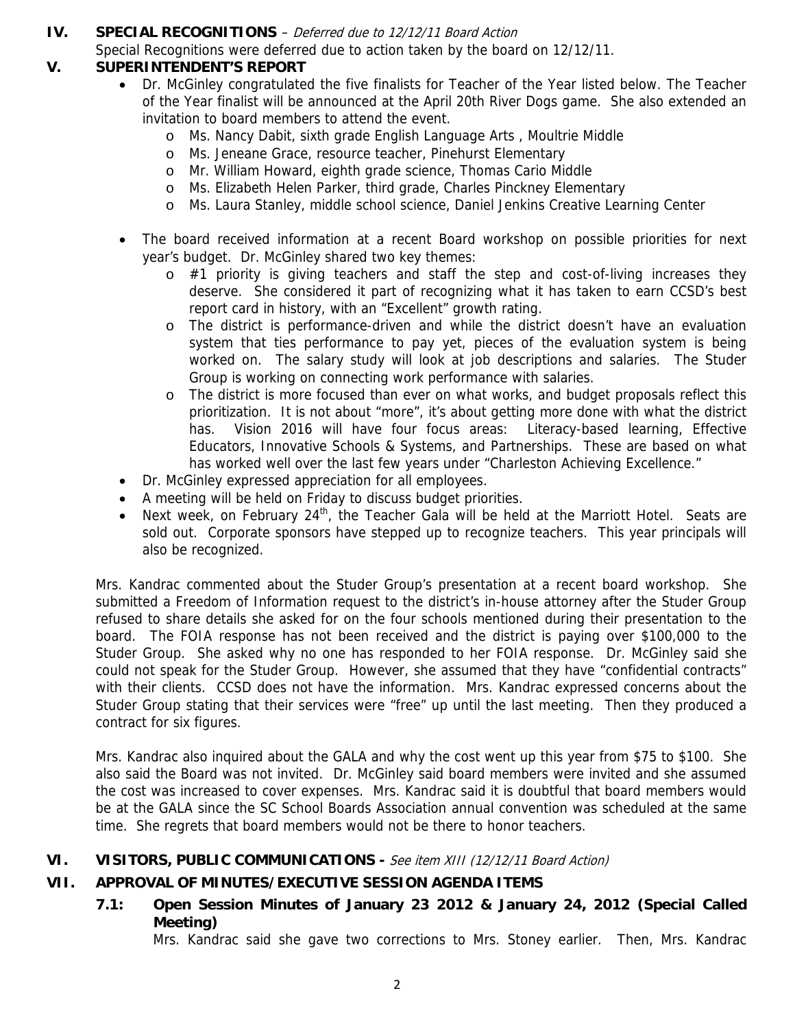## IV. SPECIAL RECOGNITIONS – *Deferred due to 12/12/11 Board Action*

Special Recognitions were deferred due to action taken by the board on 12/12/11.

## V. SUPERINTENDENT'S REPORT

- Dr. McGinley congratulated the five finalists for Teacher of the Year listed below. The Teacher of the Year finalist will be announced at the April 20th River Dogs game. She also extended an invitation to board members to attend the event.
    - Ms. Nancy Dabit, sixth grade English Language Arts , Moultrie Middle
    - Ms. Jeneane Grace, resource teacher, Pinehurst Elementary
    - Mr. William Howard, eighth grade science, Thomas Cario Middle
    - Ms. Elizabeth Helen Parker, third grade, Charles Pinckney Elementary
    - Ms. Laura Stanley, middle school science, Daniel Jenkins Creative Learning Center

- The board received information at a recent Board workshop on possible priorities for next year's budget. Dr. McGinley shared two key themes:
    - #1 priority is giving teachers and staff the step and cost-of-living increases they deserve. She considered it part of recognizing what it has taken to earn CCSD's best report card in history, with an "Excellent" growth rating.
    - The district is performance-driven and while the district doesn't have an evaluation system that ties performance to pay yet, pieces of the evaluation system is being worked on. The salary study will look at job descriptions and salaries. The Studer Group is working on connecting work performance with salaries.
    - The district is more focused than ever on what works, and budget proposals reflect this prioritization. It is not about "more", it's about getting more done with what the district has. Vision 2016 will have four focus areas: Literacy-based learning, Effective Educators, Innovative Schools & Systems, and Partnerships. These are based on what has worked well over the last few years under "Charleston Achieving Excellence."
- Dr. McGinley expressed appreciation for all employees.
- A meeting will be held on Friday to discuss budget priorities.
- Next week, on February 24th, the Teacher Gala will be held at the Marriott Hotel. Seats are sold out. Corporate sponsors have stepped up to recognize teachers. This year principals will also be recognized.

Mrs. Kandrac commented about the Studer Group's presentation at a recent board workshop. She submitted a Freedom of Information request to the district's in-house attorney after the Studer Group refused to share details she asked for on the four schools mentioned during their presentation to the board. The FOIA response has not been received and the district is paying over $100,000 to the Studer Group. She asked why no one has responded to her FOIA response. Dr. McGinley said she could not speak for the Studer Group. However, she assumed that they have "confidential contracts" with their clients. CCSD does not have the information. Mrs. Kandrac expressed concerns about the Studer Group stating that their services were "free" up until the last meeting. Then they produced a contract for six figures.

Mrs. Kandrac also inquired about the GALA and why the cost went up this year from $75 to $100. She also said the Board was not invited. Dr. McGinley said board members were invited and she assumed the cost was increased to cover expenses. Mrs. Kandrac said it is doubtful that board members would be at the GALA since the SC School Boards Association annual convention was scheduled at the same time. She regrets that board members would not be there to honor teachers.

## VI. VISITORS, PUBLIC COMMUNICATIONS - *See item XIII (12/12/11 Board Action)*

## VII. APPROVAL OF MINUTES/EXECUTIVE SESSION AGENDA ITEMS

### 7.1: Open Session Minutes of January 23 2012 & January 24, 2012 (Special Called Meeting)

Mrs. Kandrac said she gave two corrections to Mrs. Stoney earlier. Then, Mrs. Kandrac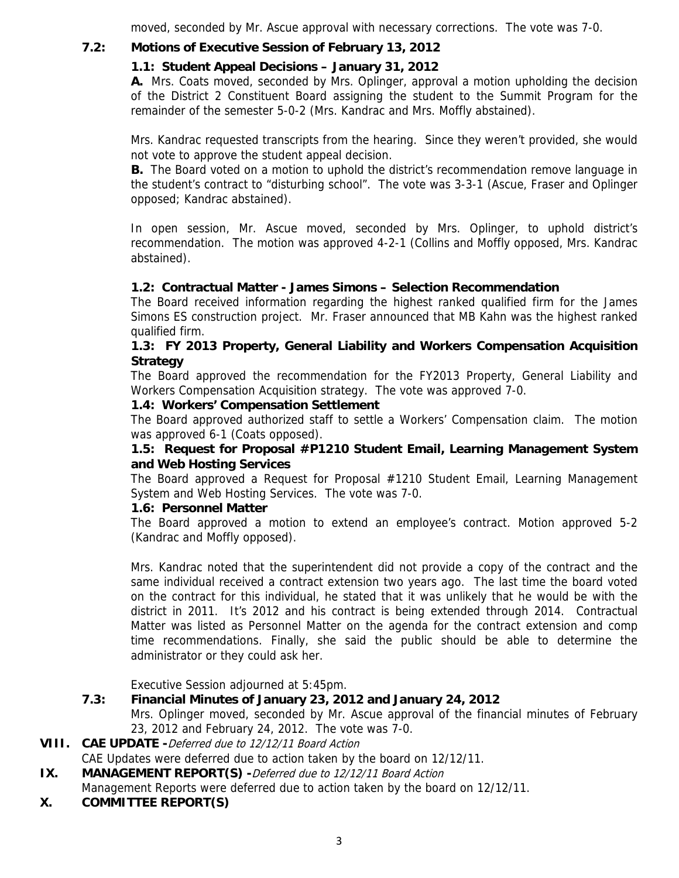moved, seconded by Mr. Ascue approval with necessary corrections. The vote was 7-0.

**7.2: Motions of Executive Session of February 13, 2012**

**1.1: Student Appeal Decisions – January 31, 2012**

**A.** Mrs. Coats moved, seconded by Mrs. Oplinger, approval a motion upholding the decision of the District 2 Constituent Board assigning the student to the Summit Program for the remainder of the semester 5-0-2 (Mrs. Kandrac and Mrs. Moffly abstained).

Mrs. Kandrac requested transcripts from the hearing. Since they weren't provided, she would not vote to approve the student appeal decision.

**B.** The Board voted on a motion to uphold the district's recommendation remove language in the student's contract to "disturbing school". The vote was 3-3-1 (Ascue, Fraser and Oplinger opposed; Kandrac abstained).

In open session, Mr. Ascue moved, seconded by Mrs. Oplinger, to uphold district's recommendation. The motion was approved 4-2-1 (Collins and Moffly opposed, Mrs. Kandrac abstained).

**1.2: Contractual Matter - James Simons – Selection Recommendation**

The Board received information regarding the highest ranked qualified firm for the James Simons ES construction project. Mr. Fraser announced that MB Kahn was the highest ranked qualified firm.

**1.3: FY 2013 Property, General Liability and Workers Compensation Acquisition Strategy**

The Board approved the recommendation for the FY2013 Property, General Liability and Workers Compensation Acquisition strategy. The vote was approved 7-0.

**1.4: Workers' Compensation Settlement**

The Board approved authorized staff to settle a Workers' Compensation claim. The motion was approved 6-1 (Coats opposed).

**1.5: Request for Proposal #P1210 Student Email, Learning Management System and Web Hosting Services**

The Board approved a Request for Proposal #1210 Student Email, Learning Management System and Web Hosting Services. The vote was 7-0.

**1.6: Personnel Matter**

The Board approved a motion to extend an employee's contract. Motion approved 5-2 (Kandrac and Moffly opposed).

Mrs. Kandrac noted that the superintendent did not provide a copy of the contract and the same individual received a contract extension two years ago. The last time the board voted on the contract for this individual, he stated that it was unlikely that he would be with the district in 2011. It's 2012 and his contract is being extended through 2014. Contractual Matter was listed as Personnel Matter on the agenda for the contract extension and comp time recommendations. Finally, she said the public should be able to determine the administrator or they could ask her.

Executive Session adjourned at 5:45pm.

**7.3: Financial Minutes of January 23, 2012 and January 24, 2012**

Mrs. Oplinger moved, seconded by Mr. Ascue approval of the financial minutes of February 23, 2012 and February 24, 2012. The vote was 7-0.

**VIII. CAE UPDATE -** *Deferred due to 12/12/11 Board Action*

CAE Updates were deferred due to action taken by the board on 12/12/11.

**IX. MANAGEMENT REPORT(S) -** *Deferred due to 12/12/11 Board Action*

Management Reports were deferred due to action taken by the board on 12/12/11.

**X. COMMITTEE REPORT(S)**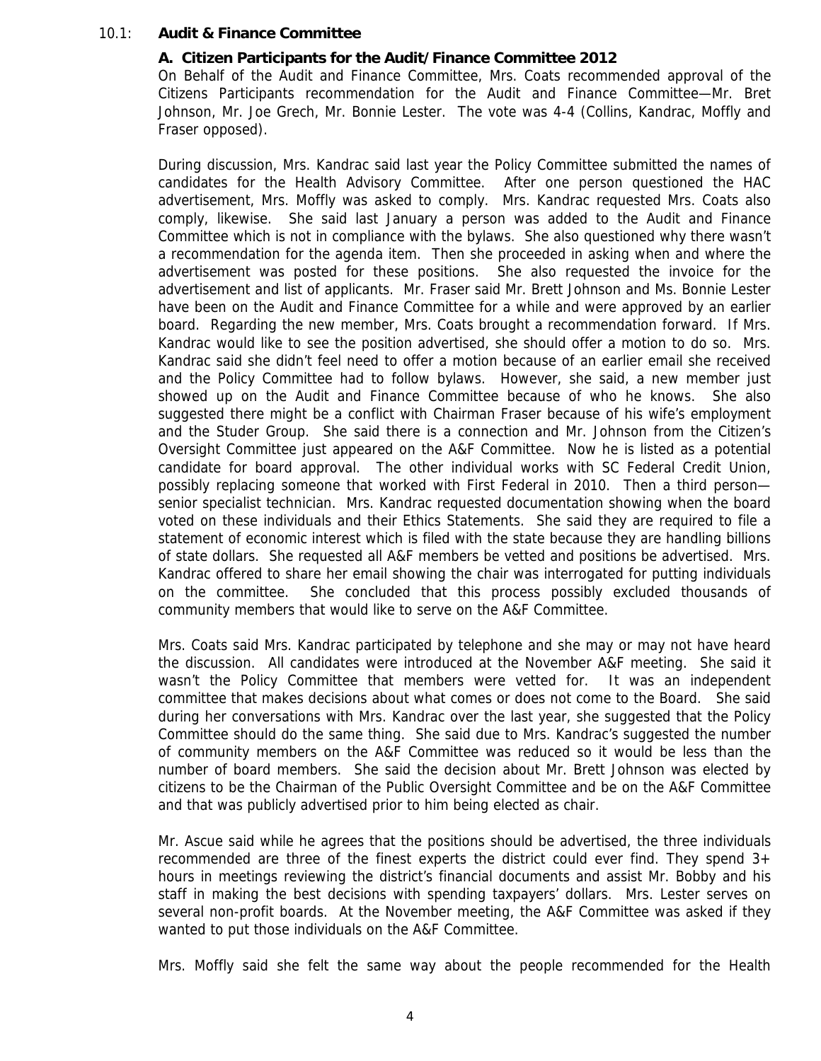10.1: **Audit & Finance Committee**

**A. Citizen Participants for the Audit/Finance Committee 2012**

On Behalf of the Audit and Finance Committee, Mrs. Coats recommended approval of the Citizens Participants recommendation for the Audit and Finance Committee—Mr. Bret Johnson, Mr. Joe Grech, Mr. Bonnie Lester. The vote was 4-4 (Collins, Kandrac, Moffly and Fraser opposed).

During discussion, Mrs. Kandrac said last year the Policy Committee submitted the names of candidates for the Health Advisory Committee. After one person questioned the HAC advertisement, Mrs. Moffly was asked to comply. Mrs. Kandrac requested Mrs. Coats also comply, likewise. She said last January a person was added to the Audit and Finance Committee which is not in compliance with the bylaws. She also questioned why there wasn't a recommendation for the agenda item. Then she proceeded in asking when and where the advertisement was posted for these positions. She also requested the invoice for the advertisement and list of applicants. Mr. Fraser said Mr. Brett Johnson and Ms. Bonnie Lester have been on the Audit and Finance Committee for a while and were approved by an earlier board. Regarding the new member, Mrs. Coats brought a recommendation forward. If Mrs. Kandrac would like to see the position advertised, she should offer a motion to do so. Mrs. Kandrac said she didn't feel need to offer a motion because of an earlier email she received and the Policy Committee had to follow bylaws. However, she said, a new member just showed up on the Audit and Finance Committee because of who he knows. She also suggested there might be a conflict with Chairman Fraser because of his wife's employment and the Studer Group. She said there is a connection and Mr. Johnson from the Citizen's Oversight Committee just appeared on the A&F Committee. Now he is listed as a potential candidate for board approval. The other individual works with SC Federal Credit Union, possibly replacing someone that worked with First Federal in 2010. Then a third person—senior specialist technician. Mrs. Kandrac requested documentation showing when the board voted on these individuals and their Ethics Statements. She said they are required to file a statement of economic interest which is filed with the state because they are handling billions of state dollars. She requested all A&F members be vetted and positions be advertised. Mrs. Kandrac offered to share her email showing the chair was interrogated for putting individuals on the committee. She concluded that this process possibly excluded thousands of community members that would like to serve on the A&F Committee.

Mrs. Coats said Mrs. Kandrac participated by telephone and she may or may not have heard the discussion. All candidates were introduced at the November A&F meeting. She said it wasn't the Policy Committee that members were vetted for. It was an independent committee that makes decisions about what comes or does not come to the Board. She said during her conversations with Mrs. Kandrac over the last year, she suggested that the Policy Committee should do the same thing. She said due to Mrs. Kandrac's suggested the number of community members on the A&F Committee was reduced so it would be less than the number of board members. She said the decision about Mr. Brett Johnson was elected by citizens to be the Chairman of the Public Oversight Committee and be on the A&F Committee and that was publicly advertised prior to him being elected as chair.

Mr. Ascue said while he agrees that the positions should be advertised, the three individuals recommended are three of the finest experts the district could ever find. They spend 3+ hours in meetings reviewing the district's financial documents and assist Mr. Bobby and his staff in making the best decisions with spending taxpayers' dollars. Mrs. Lester serves on several non-profit boards. At the November meeting, the A&F Committee was asked if they wanted to put those individuals on the A&F Committee.

Mrs. Moffly said she felt the same way about the people recommended for the Health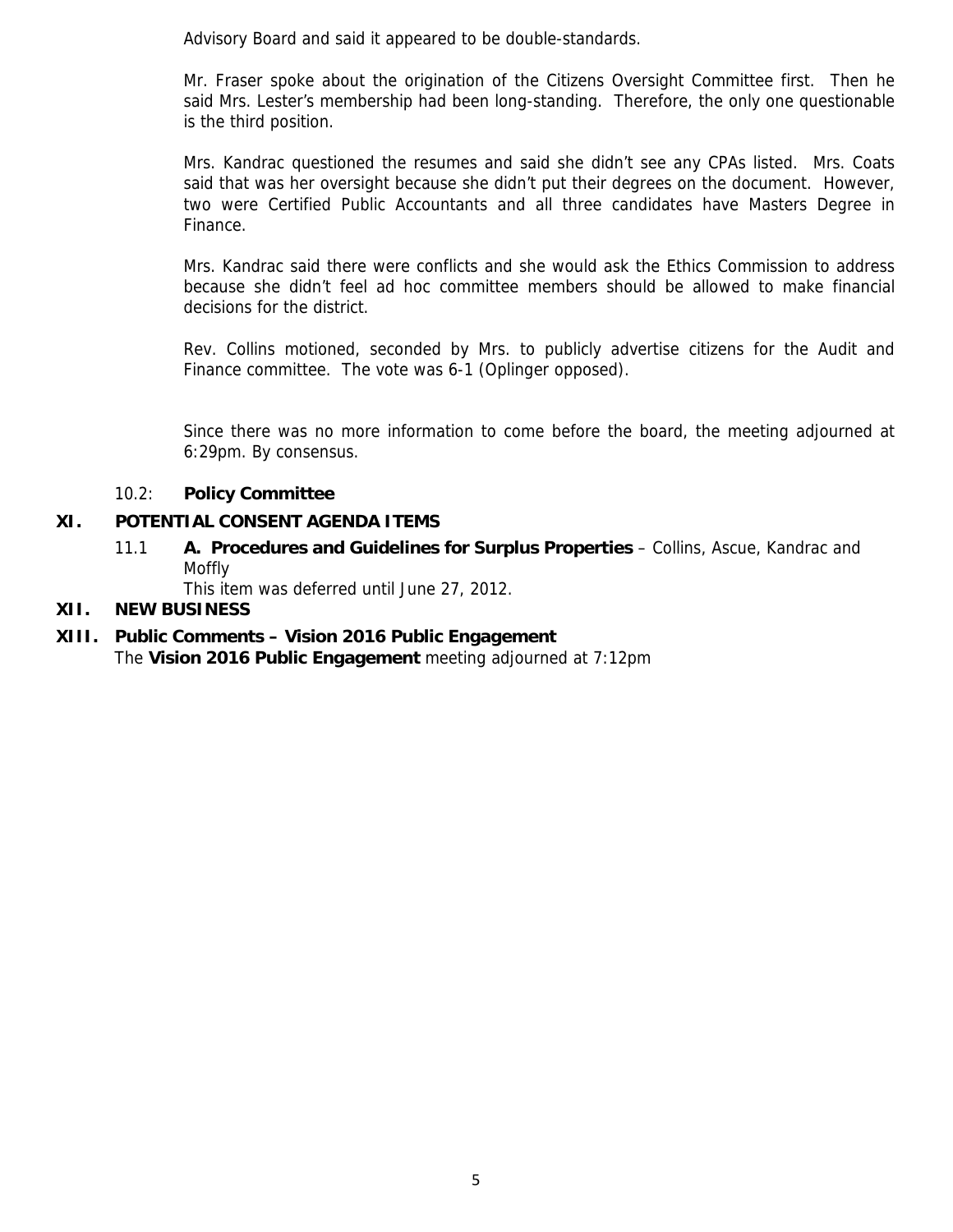Advisory Board and said it appeared to be double-standards.

Mr. Fraser spoke about the origination of the Citizens Oversight Committee first. Then he said Mrs. Lester's membership had been long-standing. Therefore, the only one questionable is the third position.

Mrs. Kandrac questioned the resumes and said she didn't see any CPAs listed. Mrs. Coats said that was her oversight because she didn't put their degrees on the document. However, two were Certified Public Accountants and all three candidates have Masters Degree in Finance.

Mrs. Kandrac said there were conflicts and she would ask the Ethics Commission to address because she didn't feel ad hoc committee members should be allowed to make financial decisions for the district.

Rev. Collins motioned, seconded by Mrs. to publicly advertise citizens for the Audit and Finance committee. The vote was 6-1 (Oplinger opposed).

Since there was no more information to come before the board, the meeting adjourned at 6:29pm. By consensus.

10.2: **Policy Committee**

## XI. POTENTIAL CONSENT AGENDA ITEMS

11.1 **A. Procedures and Guidelines for Surplus Properties** – Collins, Ascue, Kandrac and Moffly

This item was deferred until June 27, 2012.

## XII. NEW BUSINESS

## XIII. Public Comments – Vision 2016 Public Engagement

The **Vision 2016 Public Engagement** meeting adjourned at 7:12pm